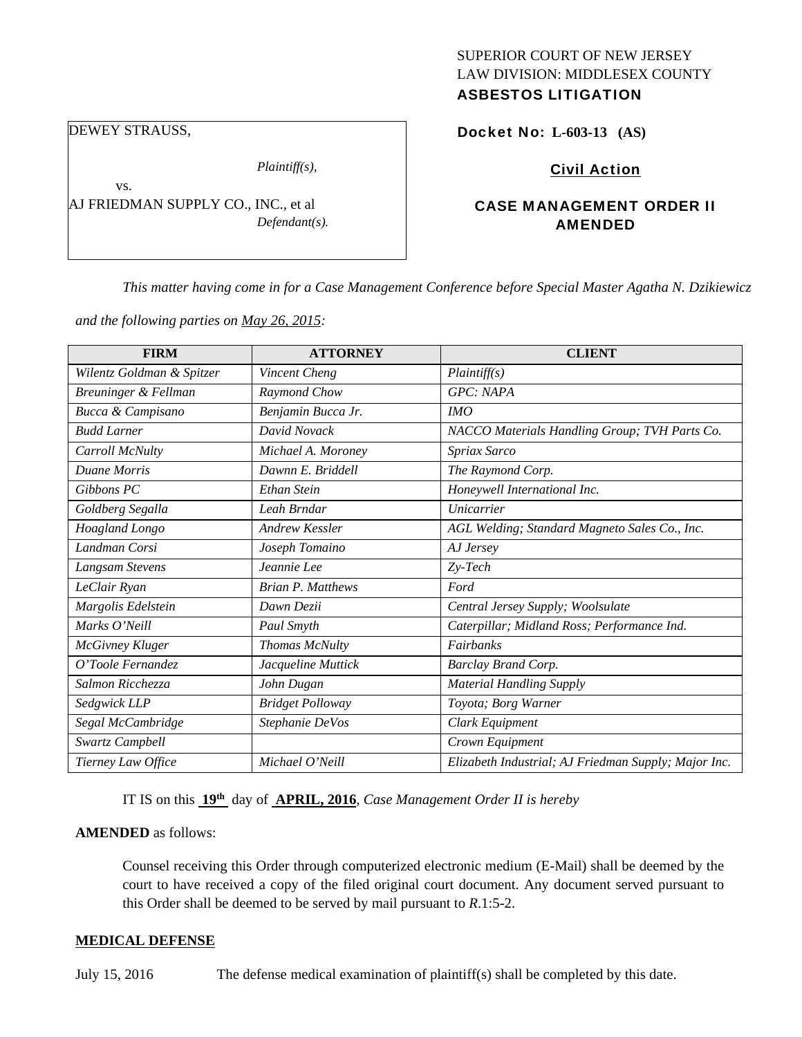SUPERIOR COURT OF NEW JERSEY
LAW DIVISION: MIDDLESEX COUNTY
**ASBESTOS LITIGATION**

DEWEY STRAUSS,

*Plaintiff(s),*

vs.

AJ FRIEDMAN SUPPLY CO., INC., et al

*Defendant(s).*

**Docket No: L-603-13 (AS)**

**Civil Action**

**CASE MANAGEMENT ORDER II AMENDED**

*This matter having come in for a Case Management Conference before Special Master Agatha N. Dzikiewicz and the following parties on May 26, 2015:*

| FIRM | ATTORNEY | CLIENT |
|---|---|---|
| *Wilentz Goldman & Spitzer* | *Vincent Cheng* | *Plaintiff(s)* |
| *Breuninger & Fellman* | *Raymond Chow* | *GPC: NAPA* |
| *Bucca & Campisano* | *Benjamin Bucca Jr.* | *IMO* |
| *Budd Larner* | *David Novack* | *NACCO Materials Handling Group; TVH Parts Co.* |
| *Carroll McNulty* | *Michael A. Moroney* | *Spriax Sarco* |
| *Duane Morris* | *Dawnn E. Briddell* | *The Raymond Corp.* |
| *Gibbons PC* | *Ethan Stein* | *Honeywell International Inc.* |
| *Goldberg Segalla* | *Leah Brndar* | *Unicarrier* |
| *Hoagland Longo* | *Andrew Kessler* | *AGL Welding; Standard Magneto Sales Co., Inc.* |
| *Landman Corsi* | *Joseph Tomaino* | *AJ Jersey* |
| *Langsam Stevens* | *Jeannie Lee* | *Zy-Tech* |
| *LeClair Ryan* | *Brian P. Matthews* | *Ford* |
| *Margolis Edelstein* | *Dawn Dezii* | *Central Jersey Supply; Woolsulate* |
| *Marks O'Neill* | *Paul Smyth* | *Caterpillar; Midland Ross; Performance Ind.* |
| *McGivney Kluger* | *Thomas McNulty* | *Fairbanks* |
| *O'Toole Fernandez* | *Jacqueline Muttick* | *Barclay Brand Corp.* |
| *Salmon Ricchezza* | *John Dugan* | *Material Handling Supply* |
| *Sedgwick LLP* | *Bridget Polloway* | *Toyota; Borg Warner* |
| *Segal McCambridge* | *Stephanie DeVos* | *Clark Equipment* |
| *Swartz Campbell* | | *Crown Equipment* |
| *Tierney Law Office* | *Michael O'Neill* | *Elizabeth Industrial; AJ Friedman Supply; Major Inc.* |

IT IS on this **19th** day of **APRIL, 2016**, *Case Management Order II is hereby*

**AMENDED** as follows:

Counsel receiving this Order through computerized electronic medium (E-Mail) shall be deemed by the court to have received a copy of the filed original court document. Any document served pursuant to this Order shall be deemed to be served by mail pursuant to *R*.1:5-2.

**MEDICAL DEFENSE**

July 15, 2016 The defense medical examination of plaintiff(s) shall be completed by this date.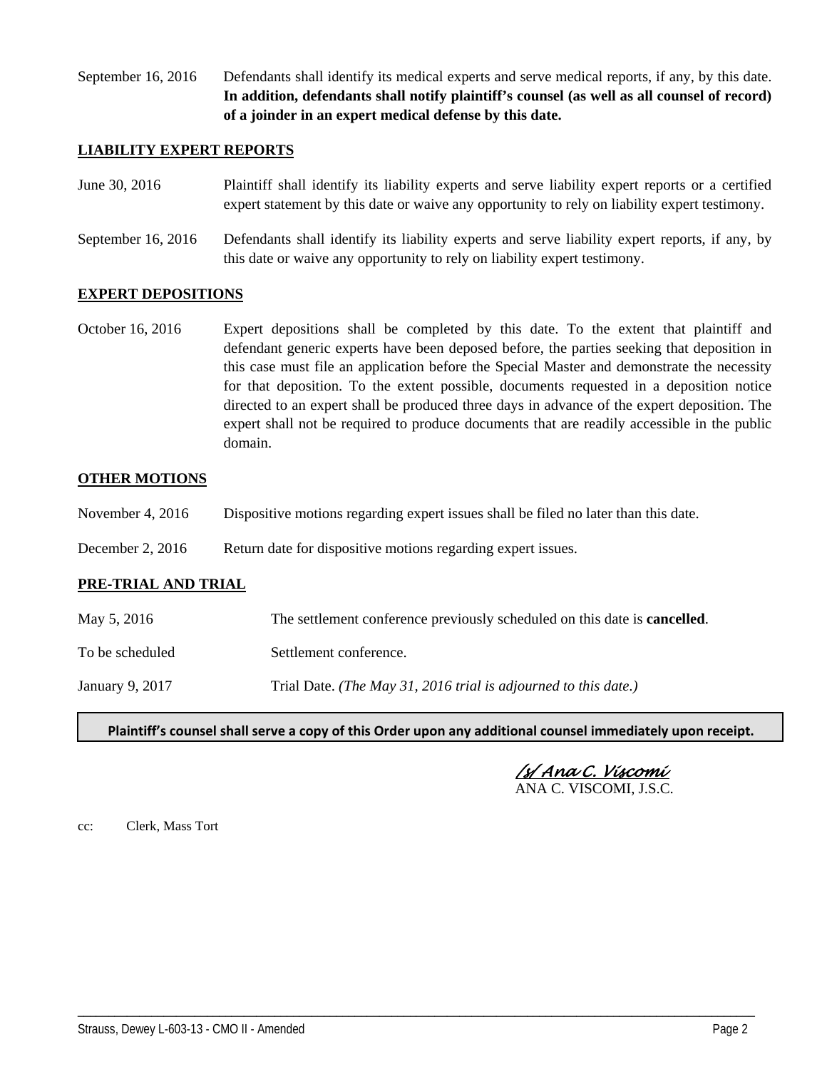September 16, 2016 Defendants shall identify its medical experts and serve medical reports, if any, by this date. **In addition, defendants shall notify plaintiff's counsel (as well as all counsel of record) of a joinder in an expert medical defense by this date.**

**LIABILITY EXPERT REPORTS**

June 30, 2016 Plaintiff shall identify its liability experts and serve liability expert reports or a certified expert statement by this date or waive any opportunity to rely on liability expert testimony.

September 16, 2016 Defendants shall identify its liability experts and serve liability expert reports, if any, by this date or waive any opportunity to rely on liability expert testimony.

**EXPERT DEPOSITIONS**

October 16, 2016 Expert depositions shall be completed by this date. To the extent that plaintiff and defendant generic experts have been deposed before, the parties seeking that deposition in this case must file an application before the Special Master and demonstrate the necessity for that deposition. To the extent possible, documents requested in a deposition notice directed to an expert shall be produced three days in advance of the expert deposition. The expert shall not be required to produce documents that are readily accessible in the public domain.

**OTHER MOTIONS**

November 4, 2016 Dispositive motions regarding expert issues shall be filed no later than this date.

December 2, 2016 Return date for dispositive motions regarding expert issues.

**PRE-TRIAL AND TRIAL**

May 5, 2016 The settlement conference previously scheduled on this date is **cancelled**.

To be scheduled Settlement conference.

January 9, 2017 Trial Date. *(The May 31, 2016 trial is adjourned to this date.)*

**Plaintiff's counsel shall serve a copy of this Order upon any additional counsel immediately upon receipt.**

*/s/ Ana C. Viscomi*
ANA C. VISCOMI, J.S.C.

cc: Clerk, Mass Tort